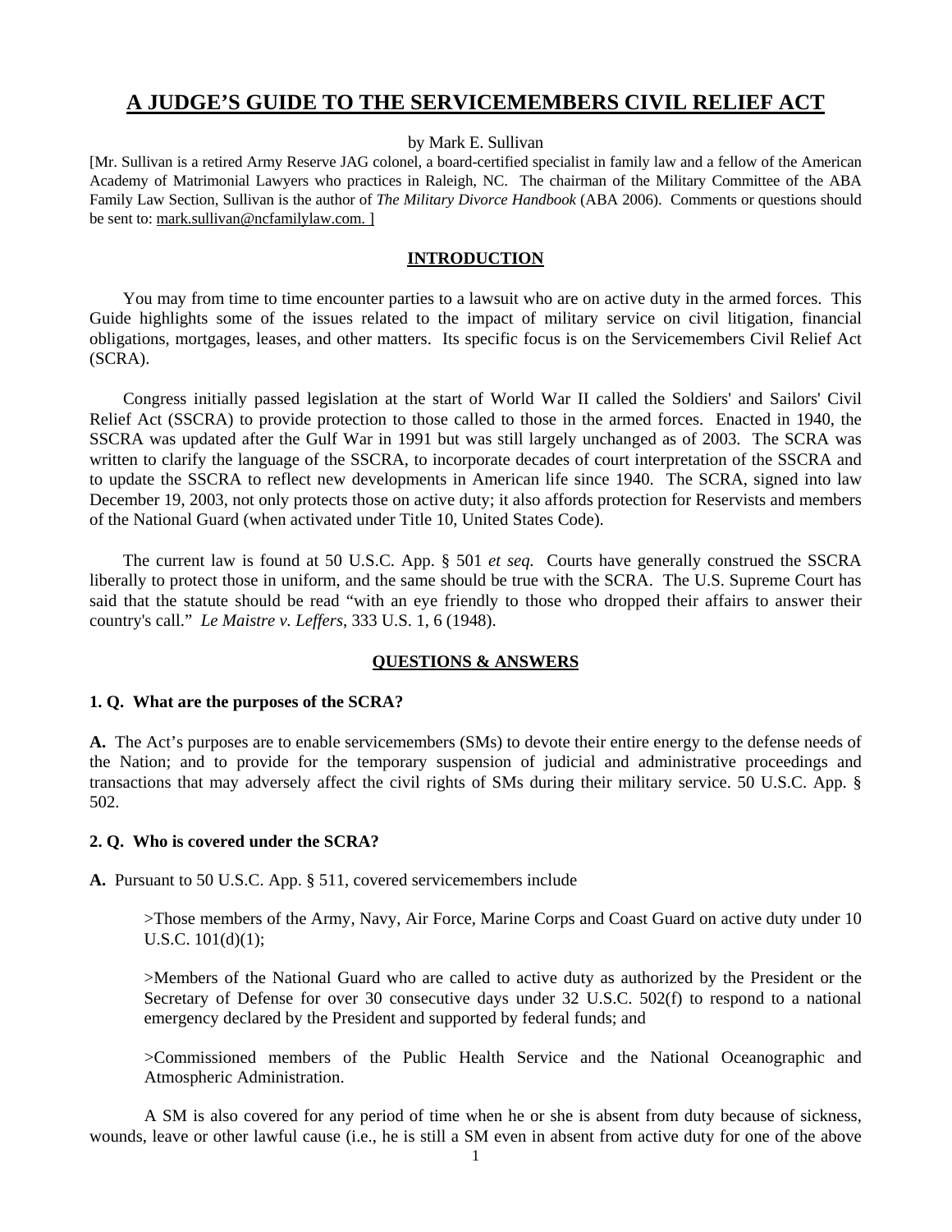# A JUDGE'S GUIDE TO THE SERVICEMEMBERS CIVIL RELIEF ACT

by Mark E. Sullivan

[Mr. Sullivan is a retired Army Reserve JAG colonel, a board-certified specialist in family law and a fellow of the American Academy of Matrimonial Lawyers who practices in Raleigh, NC. The chairman of the Military Committee of the ABA Family Law Section, Sullivan is the author of *The Military Divorce Handbook* (ABA 2006). Comments or questions should be sent to: mark.sullivan@ncfamilylaw.com. ]

## INTRODUCTION

You may from time to time encounter parties to a lawsuit who are on active duty in the armed forces. This Guide highlights some of the issues related to the impact of military service on civil litigation, financial obligations, mortgages, leases, and other matters. Its specific focus is on the Servicemembers Civil Relief Act (SCRA).

Congress initially passed legislation at the start of World War II called the Soldiers' and Sailors' Civil Relief Act (SSCRA) to provide protection to those called to those in the armed forces. Enacted in 1940, the SSCRA was updated after the Gulf War in 1991 but was still largely unchanged as of 2003. The SCRA was written to clarify the language of the SSCRA, to incorporate decades of court interpretation of the SSCRA and to update the SSCRA to reflect new developments in American life since 1940. The SCRA, signed into law December 19, 2003, not only protects those on active duty; it also affords protection for Reservists and members of the National Guard (when activated under Title 10, United States Code).

The current law is found at 50 U.S.C. App. § 501 *et seq.* Courts have generally construed the SSCRA liberally to protect those in uniform, and the same should be true with the SCRA. The U.S. Supreme Court has said that the statute should be read "with an eye friendly to those who dropped their affairs to answer their country's call." *Le Maistre v. Leffers*, 333 U.S. 1, 6 (1948).

## QUESTIONS & ANSWERS

**1. Q. What are the purposes of the SCRA?**

**A.** The Act's purposes are to enable servicemembers (SMs) to devote their entire energy to the defense needs of the Nation; and to provide for the temporary suspension of judicial and administrative proceedings and transactions that may adversely affect the civil rights of SMs during their military service. 50 U.S.C. App. § 502.

**2. Q. Who is covered under the SCRA?**

**A.** Pursuant to 50 U.S.C. App. § 511, covered servicemembers include

>Those members of the Army, Navy, Air Force, Marine Corps and Coast Guard on active duty under 10 U.S.C. 101(d)(1);

>Members of the National Guard who are called to active duty as authorized by the President or the Secretary of Defense for over 30 consecutive days under 32 U.S.C. 502(f) to respond to a national emergency declared by the President and supported by federal funds; and

>Commissioned members of the Public Health Service and the National Oceanographic and Atmospheric Administration.

A SM is also covered for any period of time when he or she is absent from duty because of sickness, wounds, leave or other lawful cause (i.e., he is still a SM even in absent from active duty for one of the above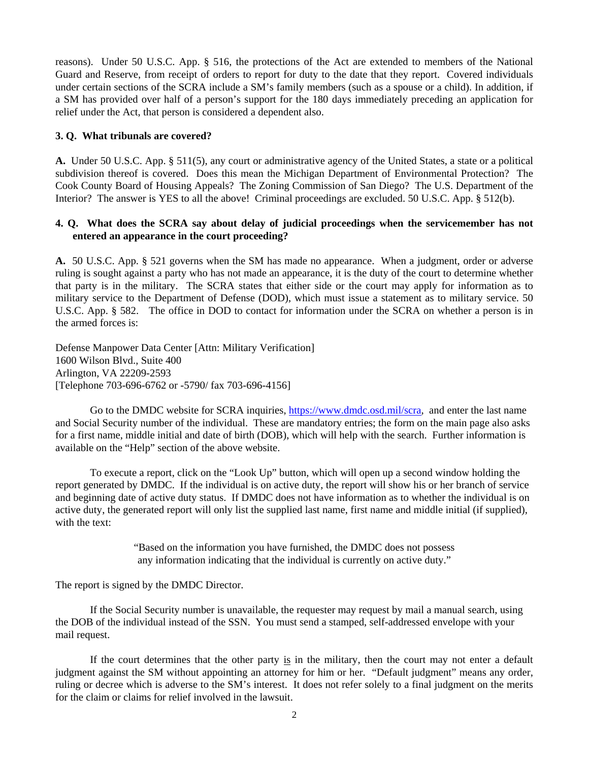reasons). Under 50 U.S.C. App. § 516, the protections of the Act are extended to members of the National Guard and Reserve, from receipt of orders to report for duty to the date that they report. Covered individuals under certain sections of the SCRA include a SM's family members (such as a spouse or a child). In addition, if a SM has provided over half of a person's support for the 180 days immediately preceding an application for relief under the Act, that person is considered a dependent also.

**3. Q. What tribunals are covered?**

**A.** Under 50 U.S.C. App. § 511(5), any court or administrative agency of the United States, a state or a political subdivision thereof is covered. Does this mean the Michigan Department of Environmental Protection? The Cook County Board of Housing Appeals? The Zoning Commission of San Diego? The U.S. Department of the Interior? The answer is YES to all the above! Criminal proceedings are excluded. 50 U.S.C. App. § 512(b).

**4. Q. What does the SCRA say about delay of judicial proceedings when the servicemember has not entered an appearance in the court proceeding?**

**A.** 50 U.S.C. App. § 521 governs when the SM has made no appearance. When a judgment, order or adverse ruling is sought against a party who has not made an appearance, it is the duty of the court to determine whether that party is in the military. The SCRA states that either side or the court may apply for information as to military service to the Department of Defense (DOD), which must issue a statement as to military service. 50 U.S.C. App. § 582. The office in DOD to contact for information under the SCRA on whether a person is in the armed forces is:

Defense Manpower Data Center [Attn: Military Verification]
1600 Wilson Blvd., Suite 400
Arlington, VA 22209-2593
[Telephone 703-696-6762 or -5790/ fax 703-696-4156]

Go to the DMDC website for SCRA inquiries, https://www.dmdc.osd.mil/scra, and enter the last name and Social Security number of the individual. These are mandatory entries; the form on the main page also asks for a first name, middle initial and date of birth (DOB), which will help with the search. Further information is available on the "Help" section of the above website.

To execute a report, click on the "Look Up" button, which will open up a second window holding the report generated by DMDC. If the individual is on active duty, the report will show his or her branch of service and beginning date of active duty status. If DMDC does not have information as to whether the individual is on active duty, the generated report will only list the supplied last name, first name and middle initial (if supplied), with the text:

> "Based on the information you have furnished, the DMDC does not possess any information indicating that the individual is currently on active duty."

The report is signed by the DMDC Director.

If the Social Security number is unavailable, the requester may request by mail a manual search, using the DOB of the individual instead of the SSN. You must send a stamped, self-addressed envelope with your mail request.

If the court determines that the other party is in the military, then the court may not enter a default judgment against the SM without appointing an attorney for him or her. "Default judgment" means any order, ruling or decree which is adverse to the SM's interest. It does not refer solely to a final judgment on the merits for the claim or claims for relief involved in the lawsuit.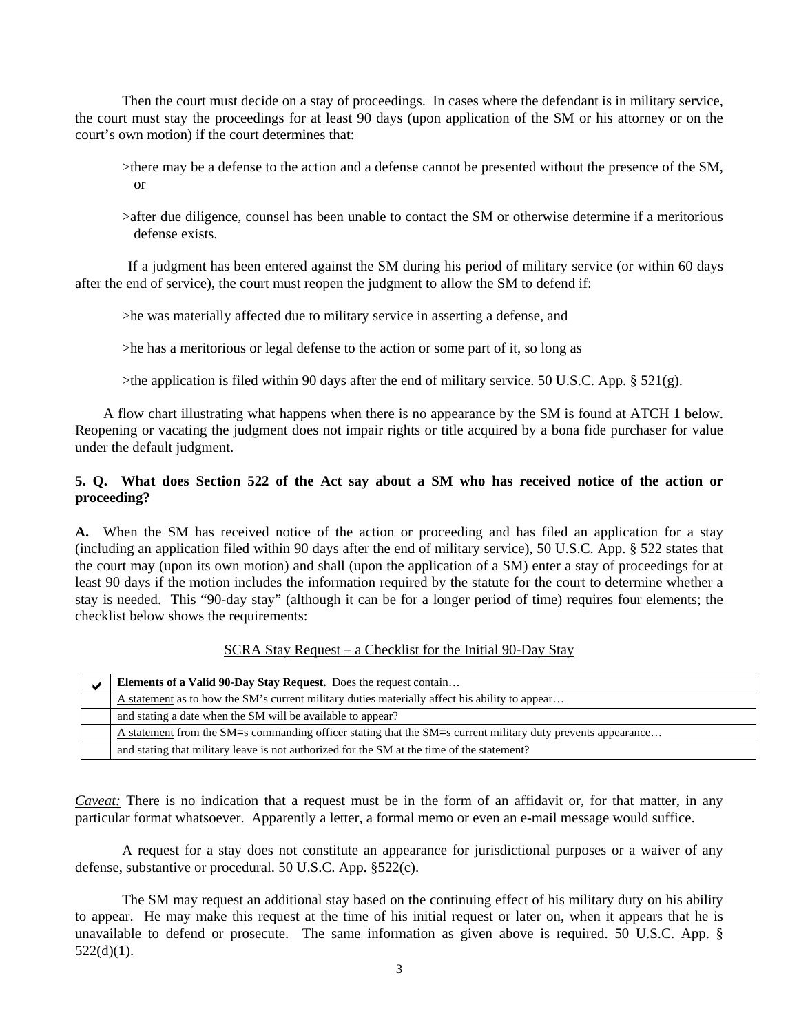Then the court must decide on a stay of proceedings. In cases where the defendant is in military service, the court must stay the proceedings for at least 90 days (upon application of the SM or his attorney or on the court's own motion) if the court determines that:

>there may be a defense to the action and a defense cannot be presented without the presence of the SM, or

>after due diligence, counsel has been unable to contact the SM or otherwise determine if a meritorious defense exists.

If a judgment has been entered against the SM during his period of military service (or within 60 days after the end of service), the court must reopen the judgment to allow the SM to defend if:

>he was materially affected due to military service in asserting a defense, and

>he has a meritorious or legal defense to the action or some part of it, so long as

>the application is filed within 90 days after the end of military service. 50 U.S.C. App. § 521(g).

A flow chart illustrating what happens when there is no appearance by the SM is found at ATCH 1 below. Reopening or vacating the judgment does not impair rights or title acquired by a bona fide purchaser for value under the default judgment.

**5. Q. What does Section 522 of the Act say about a SM who has received notice of the action or proceeding?**

**A.** When the SM has received notice of the action or proceeding and has filed an application for a stay (including an application filed within 90 days after the end of military service), 50 U.S.C. App. § 522 states that the court <u>may</u> (upon its own motion) and <u>shall</u> (upon the application of a SM) enter a stay of proceedings for at least 90 days if the motion includes the information required by the statute for the court to determine whether a stay is needed. This "90-day stay" (although it can be for a longer period of time) requires four elements; the checklist below shows the requirements:

<u>SCRA Stay Request – a Checklist for the Initial 90-Day Stay</u>

| ✔ | **Elements of a Valid 90-Day Stay Request.** Does the request contain… |
|---|---|
| | <u>A statement</u> as to how the SM's current military duties materially affect his ability to appear… |
| | and stating a date when the SM will be available to appear? |
| | <u>A statement</u> from the SM=s commanding officer stating that the SM=s current military duty prevents appearance… |
| | and stating that military leave is not authorized for the SM at the time of the statement? |

*<u>Caveat:</u>* There is no indication that a request must be in the form of an affidavit or, for that matter, in any particular format whatsoever. Apparently a letter, a formal memo or even an e-mail message would suffice.

A request for a stay does not constitute an appearance for jurisdictional purposes or a waiver of any defense, substantive or procedural. 50 U.S.C. App. §522(c).

The SM may request an additional stay based on the continuing effect of his military duty on his ability to appear. He may make this request at the time of his initial request or later on, when it appears that he is unavailable to defend or prosecute. The same information as given above is required. 50 U.S.C. App. § 522(d)(1).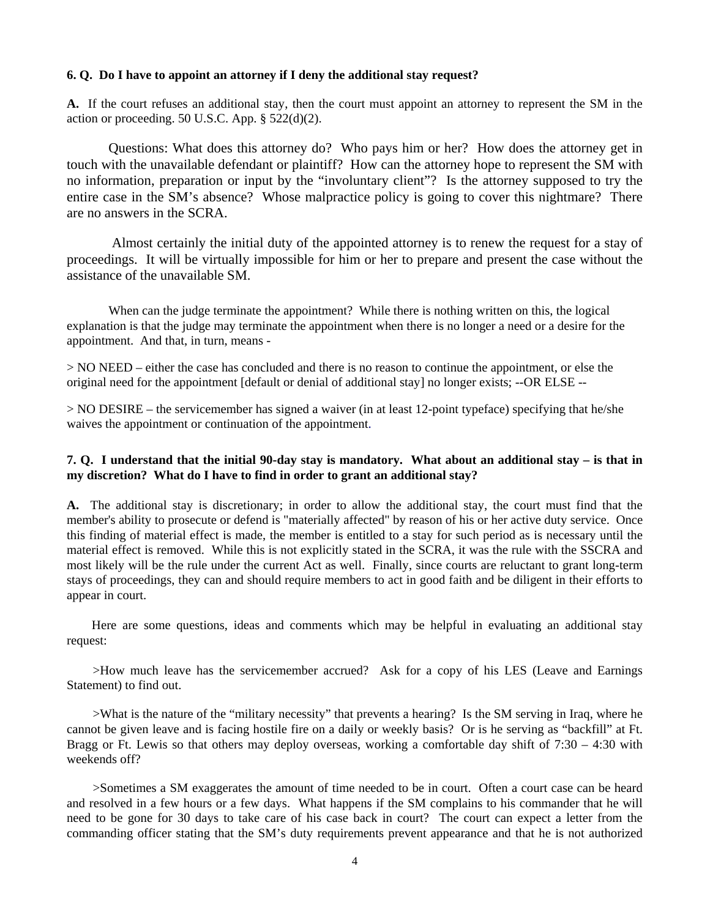**6. Q. Do I have to appoint an attorney if I deny the additional stay request?**

**A.** If the court refuses an additional stay, then the court must appoint an attorney to represent the SM in the action or proceeding. 50 U.S.C. App. § 522(d)(2).

Questions: What does this attorney do? Who pays him or her? How does the attorney get in touch with the unavailable defendant or plaintiff? How can the attorney hope to represent the SM with no information, preparation or input by the "involuntary client"? Is the attorney supposed to try the entire case in the SM's absence? Whose malpractice policy is going to cover this nightmare? There are no answers in the SCRA.

Almost certainly the initial duty of the appointed attorney is to renew the request for a stay of proceedings. It will be virtually impossible for him or her to prepare and present the case without the assistance of the unavailable SM.

When can the judge terminate the appointment? While there is nothing written on this, the logical explanation is that the judge may terminate the appointment when there is no longer a need or a desire for the appointment. And that, in turn, means -

> NO NEED – either the case has concluded and there is no reason to continue the appointment, or else the original need for the appointment [default or denial of additional stay] no longer exists; --OR ELSE --

> NO DESIRE – the servicemember has signed a waiver (in at least 12-point typeface) specifying that he/she waives the appointment or continuation of the appointment.

**7. Q. I understand that the initial 90-day stay is mandatory. What about an additional stay – is that in my discretion? What do I have to find in order to grant an additional stay?**

**A.** The additional stay is discretionary; in order to allow the additional stay, the court must find that the member's ability to prosecute or defend is "materially affected" by reason of his or her active duty service. Once this finding of material effect is made, the member is entitled to a stay for such period as is necessary until the material effect is removed. While this is not explicitly stated in the SCRA, it was the rule with the SSCRA and most likely will be the rule under the current Act as well. Finally, since courts are reluctant to grant long-term stays of proceedings, they can and should require members to act in good faith and be diligent in their efforts to appear in court.

Here are some questions, ideas and comments which may be helpful in evaluating an additional stay request:

>How much leave has the servicemember accrued? Ask for a copy of his LES (Leave and Earnings Statement) to find out.

>What is the nature of the "military necessity" that prevents a hearing? Is the SM serving in Iraq, where he cannot be given leave and is facing hostile fire on a daily or weekly basis? Or is he serving as "backfill" at Ft. Bragg or Ft. Lewis so that others may deploy overseas, working a comfortable day shift of 7:30 – 4:30 with weekends off?

>Sometimes a SM exaggerates the amount of time needed to be in court. Often a court case can be heard and resolved in a few hours or a few days. What happens if the SM complains to his commander that he will need to be gone for 30 days to take care of his case back in court? The court can expect a letter from the commanding officer stating that the SM's duty requirements prevent appearance and that he is not authorized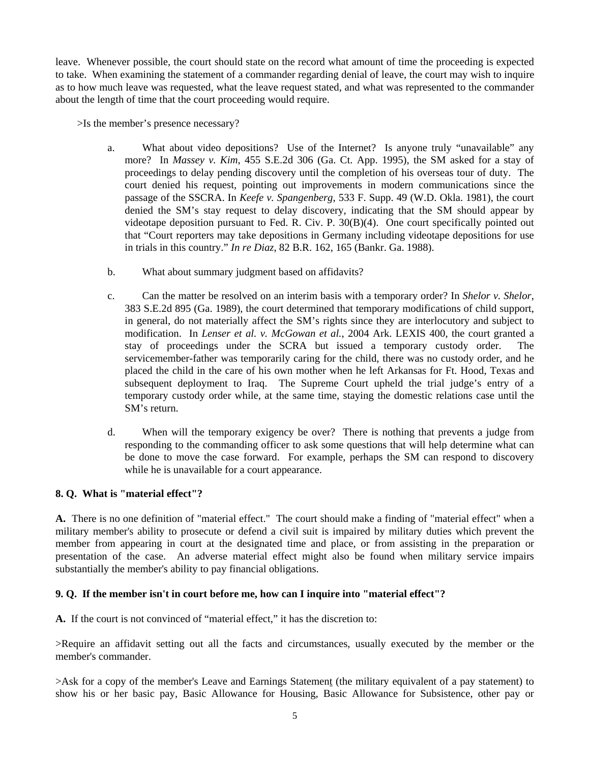leave. Whenever possible, the court should state on the record what amount of time the proceeding is expected to take. When examining the statement of a commander regarding denial of leave, the court may wish to inquire as to how much leave was requested, what the leave request stated, and what was represented to the commander about the length of time that the court proceeding would require.

>Is the member's presence necessary?

a. What about video depositions? Use of the Internet? Is anyone truly "unavailable" any more? In *Massey v. Kim*, 455 S.E.2d 306 (Ga. Ct. App. 1995), the SM asked for a stay of proceedings to delay pending discovery until the completion of his overseas tour of duty. The court denied his request, pointing out improvements in modern communications since the passage of the SSCRA. In *Keefe v. Spangenberg*, 533 F. Supp. 49 (W.D. Okla. 1981), the court denied the SM's stay request to delay discovery, indicating that the SM should appear by videotape deposition pursuant to Fed. R. Civ. P. 30(B)(4). One court specifically pointed out that "Court reporters may take depositions in Germany including videotape depositions for use in trials in this country." *In re Diaz*, 82 B.R. 162, 165 (Bankr. Ga. 1988).

b. What about summary judgment based on affidavits?

c. Can the matter be resolved on an interim basis with a temporary order? In *Shelor v. Shelor*, 383 S.E.2d 895 (Ga. 1989), the court determined that temporary modifications of child support, in general, do not materially affect the SM's rights since they are interlocutory and subject to modification. In *Lenser et al. v. McGowan et al.*, 2004 Ark. LEXIS 400, the court granted a stay of proceedings under the SCRA but issued a temporary custody order. The servicemember-father was temporarily caring for the child, there was no custody order, and he placed the child in the care of his own mother when he left Arkansas for Ft. Hood, Texas and subsequent deployment to Iraq. The Supreme Court upheld the trial judge's entry of a temporary custody order while, at the same time, staying the domestic relations case until the SM's return.

d. When will the temporary exigency be over? There is nothing that prevents a judge from responding to the commanding officer to ask some questions that will help determine what can be done to move the case forward. For example, perhaps the SM can respond to discovery while he is unavailable for a court appearance.

**8. Q. What is "material effect"?**

**A.** There is no one definition of "material effect." The court should make a finding of "material effect" when a military member's ability to prosecute or defend a civil suit is impaired by military duties which prevent the member from appearing in court at the designated time and place, or from assisting in the preparation or presentation of the case. An adverse material effect might also be found when military service impairs substantially the member's ability to pay financial obligations.

**9. Q. If the member isn't in court before me, how can I inquire into "material effect"?**

**A.** If the court is not convinced of "material effect," it has the discretion to:

>Require an affidavit setting out all the facts and circumstances, usually executed by the member or the member's commander.

>Ask for a copy of the member's Leave and Earnings Statement (the military equivalent of a pay statement) to show his or her basic pay, Basic Allowance for Housing, Basic Allowance for Subsistence, other pay or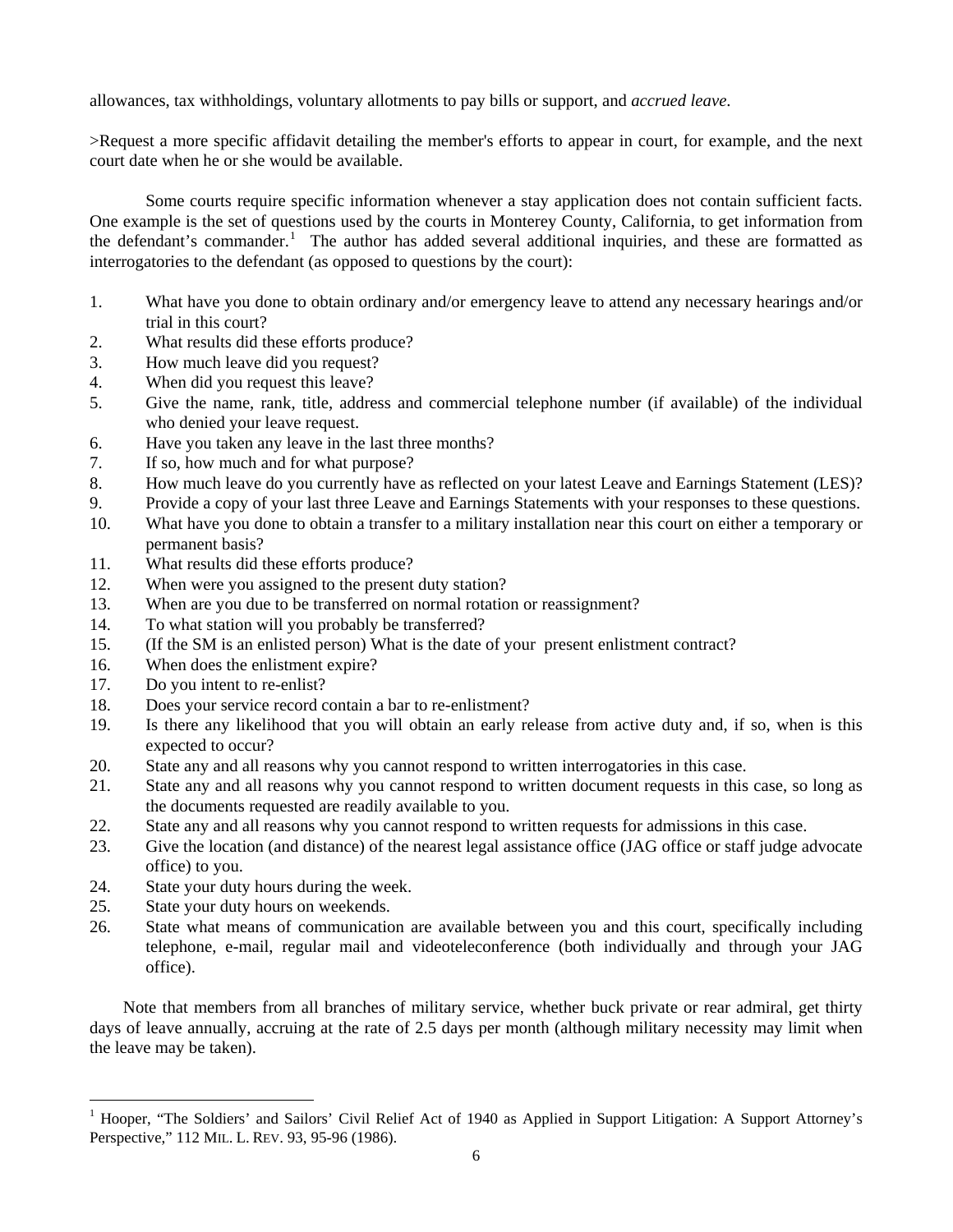allowances, tax withholdings, voluntary allotments to pay bills or support, and *accrued leave*.

>Request a more specific affidavit detailing the member's efforts to appear in court, for example, and the next court date when he or she would be available.

Some courts require specific information whenever a stay application does not contain sufficient facts. One example is the set of questions used by the courts in Monterey County, California, to get information from the defendant's commander.[1] The author has added several additional inquiries, and these are formatted as interrogatories to the defendant (as opposed to questions by the court):

1. What have you done to obtain ordinary and/or emergency leave to attend any necessary hearings and/or trial in this court?
2. What results did these efforts produce?
3. How much leave did you request?
4. When did you request this leave?
5. Give the name, rank, title, address and commercial telephone number (if available) of the individual who denied your leave request.
6. Have you taken any leave in the last three months?
7. If so, how much and for what purpose?
8. How much leave do you currently have as reflected on your latest Leave and Earnings Statement (LES)?
9. Provide a copy of your last three Leave and Earnings Statements with your responses to these questions.
10. What have you done to obtain a transfer to a military installation near this court on either a temporary or permanent basis?
11. What results did these efforts produce?
12. When were you assigned to the present duty station?
13. When are you due to be transferred on normal rotation or reassignment?
14. To what station will you probably be transferred?
15. (If the SM is an enlisted person) What is the date of your present enlistment contract?
16. When does the enlistment expire?
17. Do you intent to re-enlist?
18. Does your service record contain a bar to re-enlistment?
19. Is there any likelihood that you will obtain an early release from active duty and, if so, when is this expected to occur?
20. State any and all reasons why you cannot respond to written interrogatories in this case.
21. State any and all reasons why you cannot respond to written document requests in this case, so long as the documents requested are readily available to you.
22. State any and all reasons why you cannot respond to written requests for admissions in this case.
23. Give the location (and distance) of the nearest legal assistance office (JAG office or staff judge advocate office) to you.
24. State your duty hours during the week.
25. State your duty hours on weekends.
26. State what means of communication are available between you and this court, specifically including telephone, e-mail, regular mail and videoteleconference (both individually and through your JAG office).

Note that members from all branches of military service, whether buck private or rear admiral, get thirty days of leave annually, accruing at the rate of 2.5 days per month (although military necessity may limit when the leave may be taken).

---

[1] Hooper, "The Soldiers' and Sailors' Civil Relief Act of 1940 as Applied in Support Litigation: A Support Attorney's Perspective," 112 MIL. L. REV. 93, 95-96 (1986).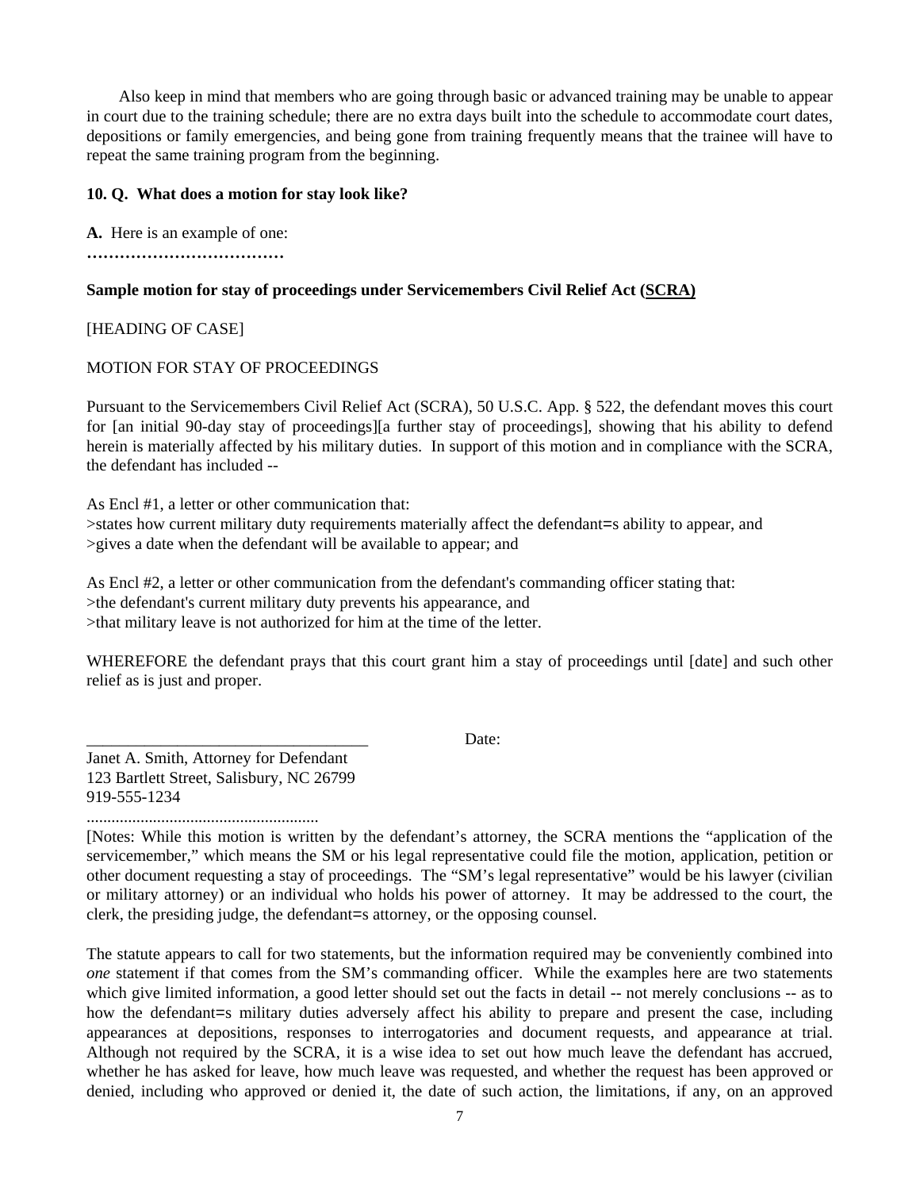Also keep in mind that members who are going through basic or advanced training may be unable to appear in court due to the training schedule; there are no extra days built into the schedule to accommodate court dates, depositions or family emergencies, and being gone from training frequently means that the trainee will have to repeat the same training program from the beginning.

**10. Q. What does a motion for stay look like?**

**A.** Here is an example of one:

**………………………………**

**Sample motion for stay of proceedings under Servicemembers Civil Relief Act (SCRA)**

[HEADING OF CASE]

MOTION FOR STAY OF PROCEEDINGS

Pursuant to the Servicemembers Civil Relief Act (SCRA), 50 U.S.C. App. § 522, the defendant moves this court for [an initial 90-day stay of proceedings][a further stay of proceedings], showing that his ability to defend herein is materially affected by his military duties. In support of this motion and in compliance with the SCRA, the defendant has included --

As Encl #1, a letter or other communication that:
>states how current military duty requirements materially affect the defendant=s ability to appear, and
>gives a date when the defendant will be available to appear; and

As Encl #2, a letter or other communication from the defendant's commanding officer stating that:
>the defendant's current military duty prevents his appearance, and
>that military leave is not authorized for him at the time of the letter.

WHEREFORE the defendant prays that this court grant him a stay of proceedings until [date] and such other relief as is just and proper.

\_\_\_\_\_\_\_\_\_\_\_\_\_\_\_\_\_\_\_\_\_\_\_\_\_\_\_\_\_\_\_\_\_\_\_ Date:

Janet A. Smith, Attorney for Defendant
123 Bartlett Street, Salisbury, NC 26799
919-555-1234

........................................................

[Notes: While this motion is written by the defendant's attorney, the SCRA mentions the "application of the servicemember," which means the SM or his legal representative could file the motion, application, petition or other document requesting a stay of proceedings. The "SM's legal representative" would be his lawyer (civilian or military attorney) or an individual who holds his power of attorney. It may be addressed to the court, the clerk, the presiding judge, the defendant=s attorney, or the opposing counsel.

The statute appears to call for two statements, but the information required may be conveniently combined into *one* statement if that comes from the SM's commanding officer. While the examples here are two statements which give limited information, a good letter should set out the facts in detail -- not merely conclusions -- as to how the defendant=s military duties adversely affect his ability to prepare and present the case, including appearances at depositions, responses to interrogatories and document requests, and appearance at trial. Although not required by the SCRA, it is a wise idea to set out how much leave the defendant has accrued, whether he has asked for leave, how much leave was requested, and whether the request has been approved or denied, including who approved or denied it, the date of such action, the limitations, if any, on an approved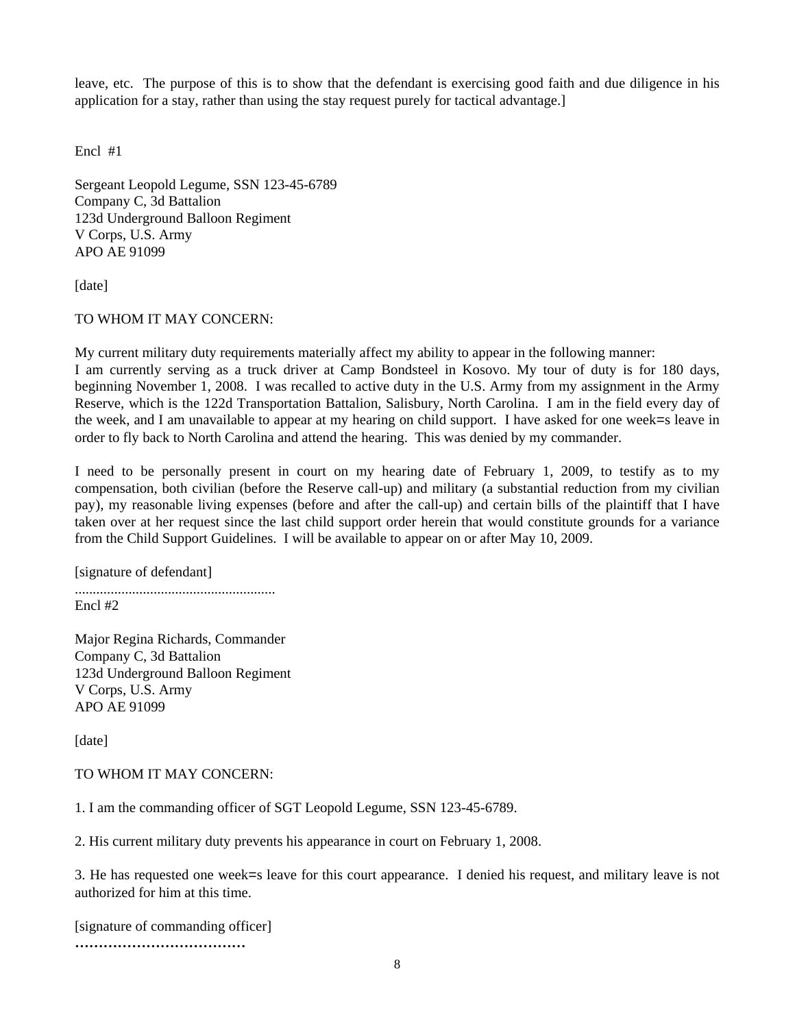leave, etc. The purpose of this is to show that the defendant is exercising good faith and due diligence in his application for a stay, rather than using the stay request purely for tactical advantage.]

Encl #1

Sergeant Leopold Legume, SSN 123-45-6789
Company C, 3d Battalion
123d Underground Balloon Regiment
V Corps, U.S. Army
APO AE 91099

[date]

TO WHOM IT MAY CONCERN:

My current military duty requirements materially affect my ability to appear in the following manner:
I am currently serving as a truck driver at Camp Bondsteel in Kosovo. My tour of duty is for 180 days, beginning November 1, 2008. I was recalled to active duty in the U.S. Army from my assignment in the Army Reserve, which is the 122d Transportation Battalion, Salisbury, North Carolina. I am in the field every day of the week, and I am unavailable to appear at my hearing on child support. I have asked for one week=s leave in order to fly back to North Carolina and attend the hearing. This was denied by my commander.

I need to be personally present in court on my hearing date of February 1, 2009, to testify as to my compensation, both civilian (before the Reserve call-up) and military (a substantial reduction from my civilian pay), my reasonable living expenses (before and after the call-up) and certain bills of the plaintiff that I have taken over at her request since the last child support order herein that would constitute grounds for a variance from the Child Support Guidelines. I will be available to appear on or after May 10, 2009.

[signature of defendant]

........................................................

Encl #2

Major Regina Richards, Commander
Company C, 3d Battalion
123d Underground Balloon Regiment
V Corps, U.S. Army
APO AE 91099

[date]

TO WHOM IT MAY CONCERN:

1. I am the commanding officer of SGT Leopold Legume, SSN 123-45-6789.

2. His current military duty prevents his appearance in court on February 1, 2008.

3. He has requested one week=s leave for this court appearance. I denied his request, and military leave is not authorized for him at this time.

[signature of commanding officer]

………………………………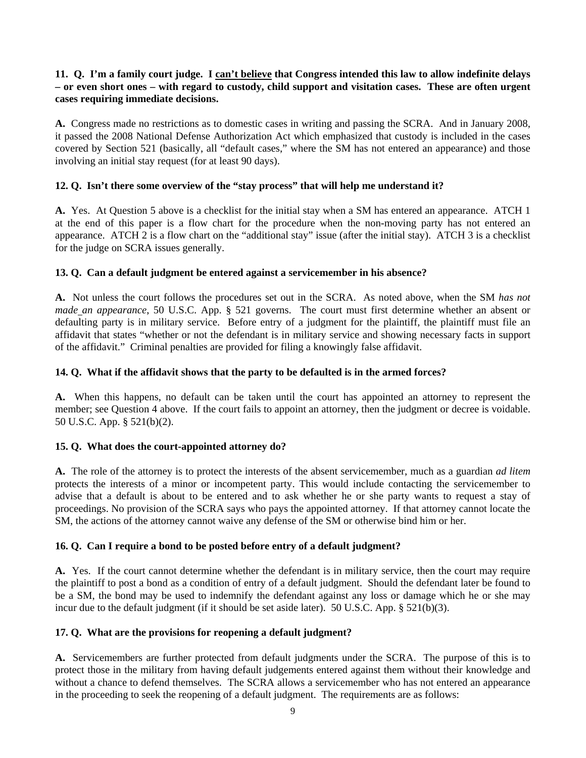**11. Q. I'm a family court judge. I <u>can't believe</u> that Congress intended this law to allow indefinite delays – or even short ones – with regard to custody, child support and visitation cases. These are often urgent cases requiring immediate decisions.**

**A.** Congress made no restrictions as to domestic cases in writing and passing the SCRA. And in January 2008, it passed the 2008 National Defense Authorization Act which emphasized that custody is included in the cases covered by Section 521 (basically, all "default cases," where the SM has not entered an appearance) and those involving an initial stay request (for at least 90 days).

**12. Q. Isn't there some overview of the "stay process" that will help me understand it?**

**A.** Yes. At Question 5 above is a checklist for the initial stay when a SM has entered an appearance. ATCH 1 at the end of this paper is a flow chart for the procedure when the non-moving party has not entered an appearance. ATCH 2 is a flow chart on the "additional stay" issue (after the initial stay). ATCH 3 is a checklist for the judge on SCRA issues generally.

**13. Q. Can a default judgment be entered against a servicemember in his absence?**

**A.** Not unless the court follows the procedures set out in the SCRA. As noted above, when the SM *has not made an appearance*, 50 U.S.C. App. § 521 governs. The court must first determine whether an absent or defaulting party is in military service. Before entry of a judgment for the plaintiff, the plaintiff must file an affidavit that states "whether or not the defendant is in military service and showing necessary facts in support of the affidavit." Criminal penalties are provided for filing a knowingly false affidavit.

**14. Q. What if the affidavit shows that the party to be defaulted is in the armed forces?**

**A.** When this happens, no default can be taken until the court has appointed an attorney to represent the member; see Question 4 above. If the court fails to appoint an attorney, then the judgment or decree is voidable. 50 U.S.C. App. § 521(b)(2).

**15. Q. What does the court-appointed attorney do?**

**A.** The role of the attorney is to protect the interests of the absent servicemember, much as a guardian *ad litem* protects the interests of a minor or incompetent party. This would include contacting the servicemember to advise that a default is about to be entered and to ask whether he or she party wants to request a stay of proceedings. No provision of the SCRA says who pays the appointed attorney. If that attorney cannot locate the SM, the actions of the attorney cannot waive any defense of the SM or otherwise bind him or her.

**16. Q. Can I require a bond to be posted before entry of a default judgment?**

**A.** Yes. If the court cannot determine whether the defendant is in military service, then the court may require the plaintiff to post a bond as a condition of entry of a default judgment. Should the defendant later be found to be a SM, the bond may be used to indemnify the defendant against any loss or damage which he or she may incur due to the default judgment (if it should be set aside later). 50 U.S.C. App. § 521(b)(3).

**17. Q. What are the provisions for reopening a default judgment?**

**A.** Servicemembers are further protected from default judgments under the SCRA. The purpose of this is to protect those in the military from having default judgements entered against them without their knowledge and without a chance to defend themselves. The SCRA allows a servicemember who has not entered an appearance in the proceeding to seek the reopening of a default judgment. The requirements are as follows: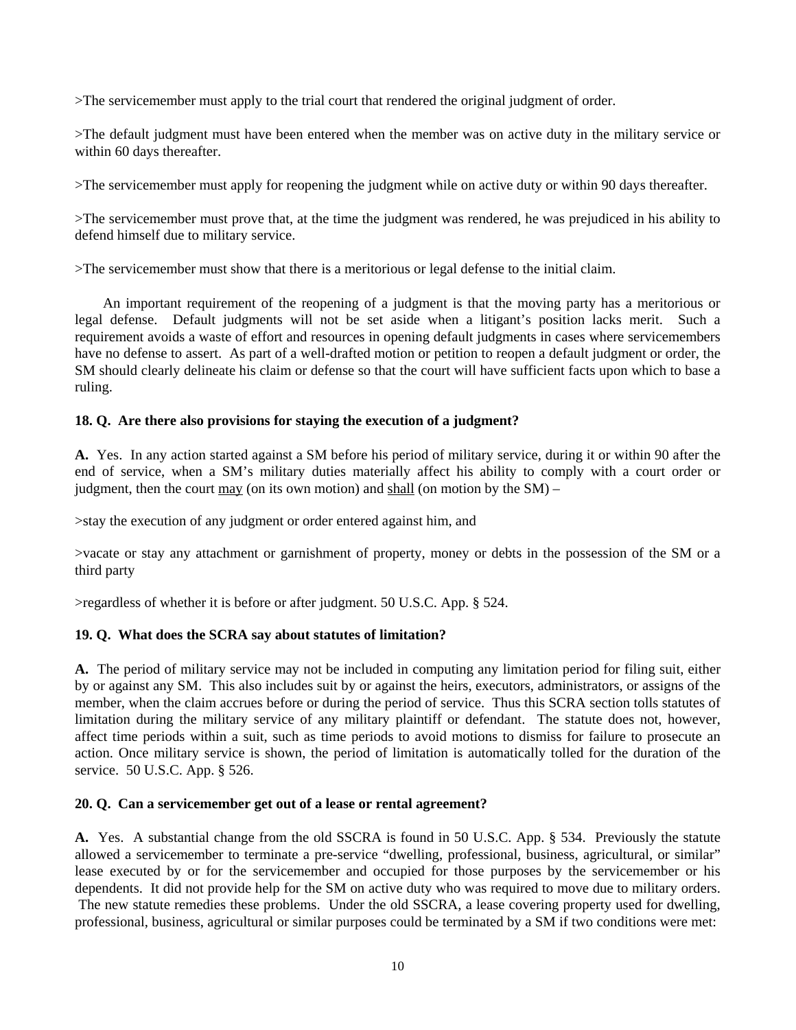>The servicemember must apply to the trial court that rendered the original judgment of order.

>The default judgment must have been entered when the member was on active duty in the military service or within 60 days thereafter.

>The servicemember must apply for reopening the judgment while on active duty or within 90 days thereafter.

>The servicemember must prove that, at the time the judgment was rendered, he was prejudiced in his ability to defend himself due to military service.

>The servicemember must show that there is a meritorious or legal defense to the initial claim.

An important requirement of the reopening of a judgment is that the moving party has a meritorious or legal defense. Default judgments will not be set aside when a litigant's position lacks merit. Such a requirement avoids a waste of effort and resources in opening default judgments in cases where servicemembers have no defense to assert. As part of a well-drafted motion or petition to reopen a default judgment or order, the SM should clearly delineate his claim or defense so that the court will have sufficient facts upon which to base a ruling.

**18. Q. Are there also provisions for staying the execution of a judgment?**

**A.** Yes. In any action started against a SM before his period of military service, during it or within 90 after the end of service, when a SM's military duties materially affect his ability to comply with a court order or judgment, then the court <u>may</u> (on its own motion) and <u>shall</u> (on motion by the SM) –

>stay the execution of any judgment or order entered against him, and

>vacate or stay any attachment or garnishment of property, money or debts in the possession of the SM or a third party

>regardless of whether it is before or after judgment. 50 U.S.C. App. § 524.

**19. Q. What does the SCRA say about statutes of limitation?**

**A.** The period of military service may not be included in computing any limitation period for filing suit, either by or against any SM. This also includes suit by or against the heirs, executors, administrators, or assigns of the member, when the claim accrues before or during the period of service. Thus this SCRA section tolls statutes of limitation during the military service of any military plaintiff or defendant. The statute does not, however, affect time periods within a suit, such as time periods to avoid motions to dismiss for failure to prosecute an action. Once military service is shown, the period of limitation is automatically tolled for the duration of the service. 50 U.S.C. App. § 526.

**20. Q. Can a servicemember get out of a lease or rental agreement?**

**A.** Yes. A substantial change from the old SSCRA is found in 50 U.S.C. App. § 534. Previously the statute allowed a servicemember to terminate a pre-service "dwelling, professional, business, agricultural, or similar" lease executed by or for the servicemember and occupied for those purposes by the servicemember or his dependents. It did not provide help for the SM on active duty who was required to move due to military orders. The new statute remedies these problems. Under the old SSCRA, a lease covering property used for dwelling, professional, business, agricultural or similar purposes could be terminated by a SM if two conditions were met: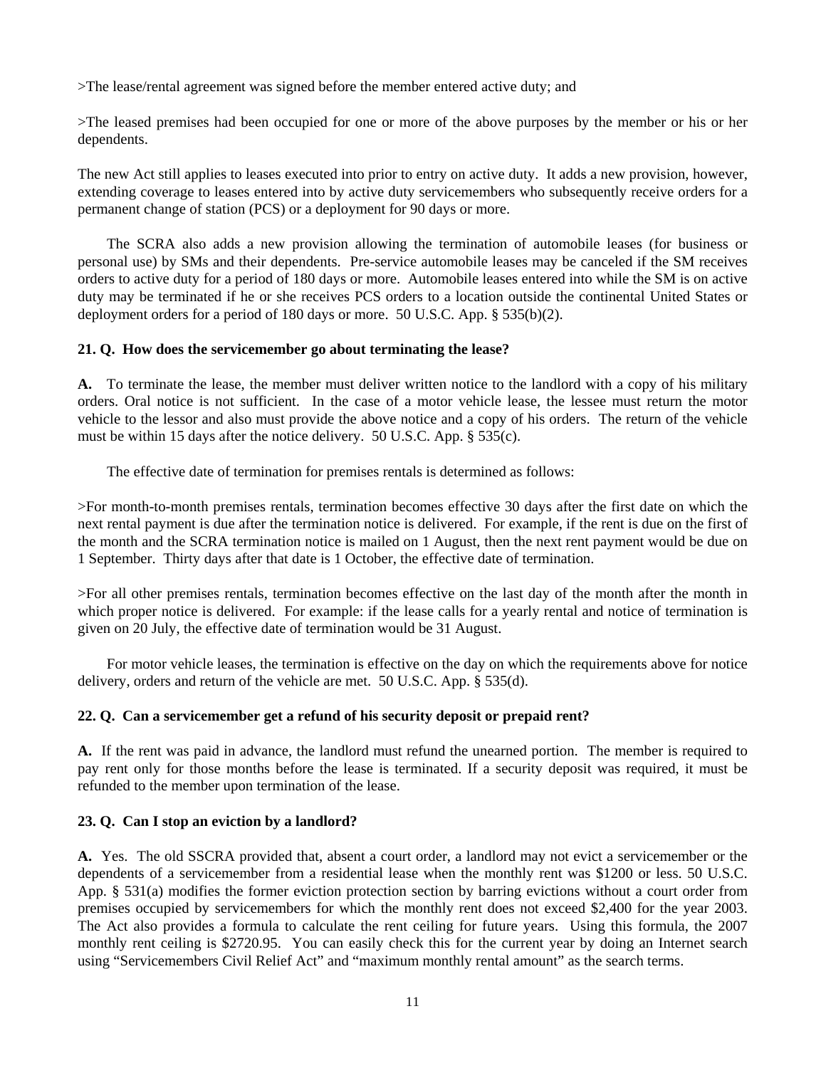>The lease/rental agreement was signed before the member entered active duty; and

>The leased premises had been occupied for one or more of the above purposes by the member or his or her dependents.

The new Act still applies to leases executed into prior to entry on active duty. It adds a new provision, however, extending coverage to leases entered into by active duty servicemembers who subsequently receive orders for a permanent change of station (PCS) or a deployment for 90 days or more.

The SCRA also adds a new provision allowing the termination of automobile leases (for business or personal use) by SMs and their dependents. Pre-service automobile leases may be canceled if the SM receives orders to active duty for a period of 180 days or more. Automobile leases entered into while the SM is on active duty may be terminated if he or she receives PCS orders to a location outside the continental United States or deployment orders for a period of 180 days or more. 50 U.S.C. App. § 535(b)(2).

**21. Q. How does the servicemember go about terminating the lease?**

**A.** To terminate the lease, the member must deliver written notice to the landlord with a copy of his military orders. Oral notice is not sufficient. In the case of a motor vehicle lease, the lessee must return the motor vehicle to the lessor and also must provide the above notice and a copy of his orders. The return of the vehicle must be within 15 days after the notice delivery. 50 U.S.C. App. § 535(c).

The effective date of termination for premises rentals is determined as follows:

>For month-to-month premises rentals, termination becomes effective 30 days after the first date on which the next rental payment is due after the termination notice is delivered. For example, if the rent is due on the first of the month and the SCRA termination notice is mailed on 1 August, then the next rent payment would be due on 1 September. Thirty days after that date is 1 October, the effective date of termination.

>For all other premises rentals, termination becomes effective on the last day of the month after the month in which proper notice is delivered. For example: if the lease calls for a yearly rental and notice of termination is given on 20 July, the effective date of termination would be 31 August.

For motor vehicle leases, the termination is effective on the day on which the requirements above for notice delivery, orders and return of the vehicle are met. 50 U.S.C. App. § 535(d).

**22. Q. Can a servicemember get a refund of his security deposit or prepaid rent?**

**A.** If the rent was paid in advance, the landlord must refund the unearned portion. The member is required to pay rent only for those months before the lease is terminated. If a security deposit was required, it must be refunded to the member upon termination of the lease.

**23. Q. Can I stop an eviction by a landlord?**

**A.** Yes. The old SSCRA provided that, absent a court order, a landlord may not evict a servicemember or the dependents of a servicemember from a residential lease when the monthly rent was $1200 or less. 50 U.S.C. App. § 531(a) modifies the former eviction protection section by barring evictions without a court order from premises occupied by servicemembers for which the monthly rent does not exceed $2,400 for the year 2003. The Act also provides a formula to calculate the rent ceiling for future years. Using this formula, the 2007 monthly rent ceiling is $2720.95. You can easily check this for the current year by doing an Internet search using "Servicemembers Civil Relief Act" and "maximum monthly rental amount" as the search terms.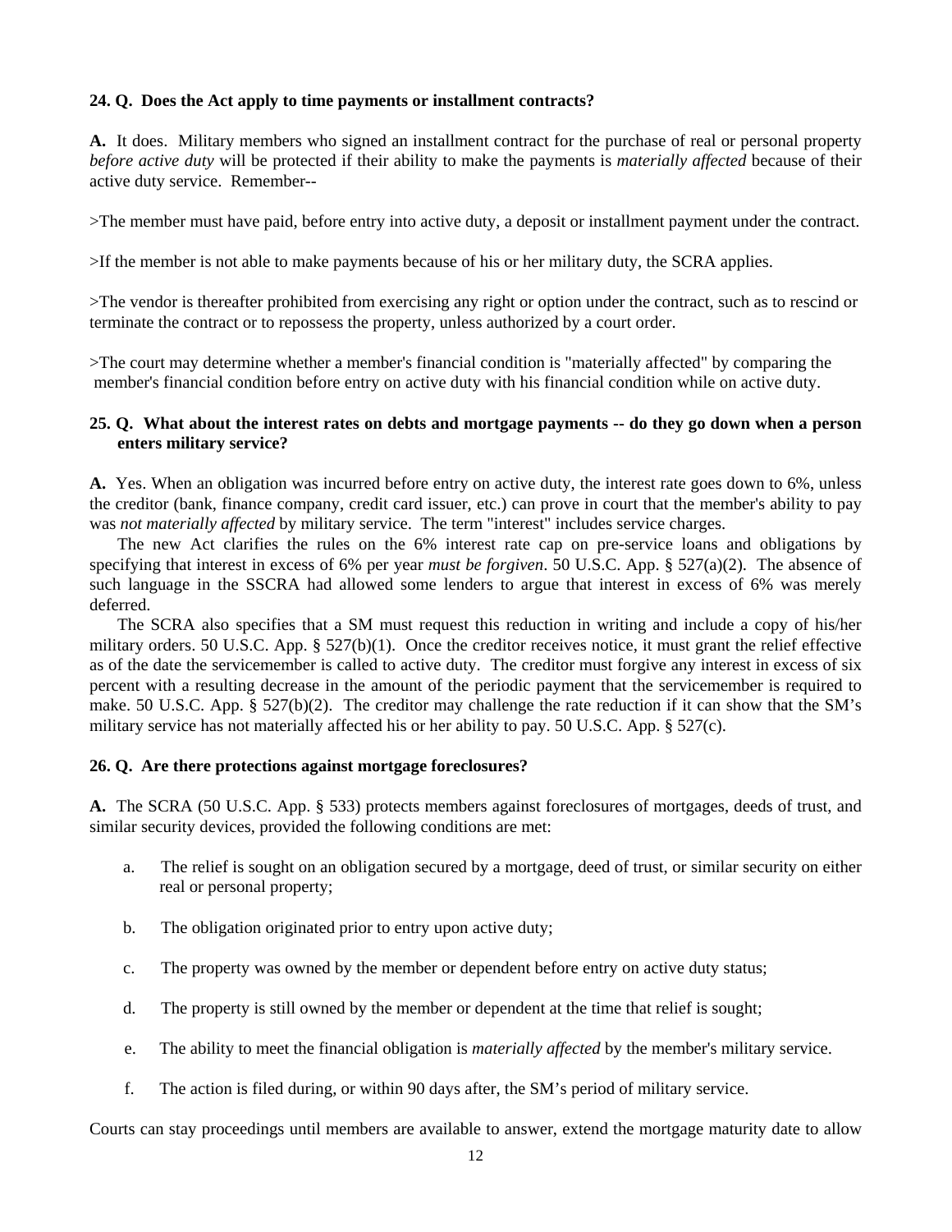**24. Q. Does the Act apply to time payments or installment contracts?**

**A.** It does. Military members who signed an installment contract for the purchase of real or personal property *before active duty* will be protected if their ability to make the payments is *materially affected* because of their active duty service. Remember--

>The member must have paid, before entry into active duty, a deposit or installment payment under the contract.

>If the member is not able to make payments because of his or her military duty, the SCRA applies.

>The vendor is thereafter prohibited from exercising any right or option under the contract, such as to rescind or terminate the contract or to repossess the property, unless authorized by a court order.

>The court may determine whether a member's financial condition is "materially affected" by comparing the member's financial condition before entry on active duty with his financial condition while on active duty.

**25. Q. What about the interest rates on debts and mortgage payments -- do they go down when a person enters military service?**

**A.** Yes. When an obligation was incurred before entry on active duty, the interest rate goes down to 6%, unless the creditor (bank, finance company, credit card issuer, etc.) can prove in court that the member's ability to pay was *not materially affected* by military service. The term "interest" includes service charges.

The new Act clarifies the rules on the 6% interest rate cap on pre-service loans and obligations by specifying that interest in excess of 6% per year *must be forgiven*. 50 U.S.C. App. § 527(a)(2). The absence of such language in the SSCRA had allowed some lenders to argue that interest in excess of 6% was merely deferred.

The SCRA also specifies that a SM must request this reduction in writing and include a copy of his/her military orders. 50 U.S.C. App. § 527(b)(1). Once the creditor receives notice, it must grant the relief effective as of the date the servicemember is called to active duty. The creditor must forgive any interest in excess of six percent with a resulting decrease in the amount of the periodic payment that the servicemember is required to make. 50 U.S.C. App. § 527(b)(2). The creditor may challenge the rate reduction if it can show that the SM's military service has not materially affected his or her ability to pay. 50 U.S.C. App. § 527(c).

**26. Q. Are there protections against mortgage foreclosures?**

**A.** The SCRA (50 U.S.C. App. § 533) protects members against foreclosures of mortgages, deeds of trust, and similar security devices, provided the following conditions are met:

a. The relief is sought on an obligation secured by a mortgage, deed of trust, or similar security on either real or personal property;

b. The obligation originated prior to entry upon active duty;

c. The property was owned by the member or dependent before entry on active duty status;

d. The property is still owned by the member or dependent at the time that relief is sought;

e. The ability to meet the financial obligation is *materially affected* by the member's military service.

f. The action is filed during, or within 90 days after, the SM's period of military service.

Courts can stay proceedings until members are available to answer, extend the mortgage maturity date to allow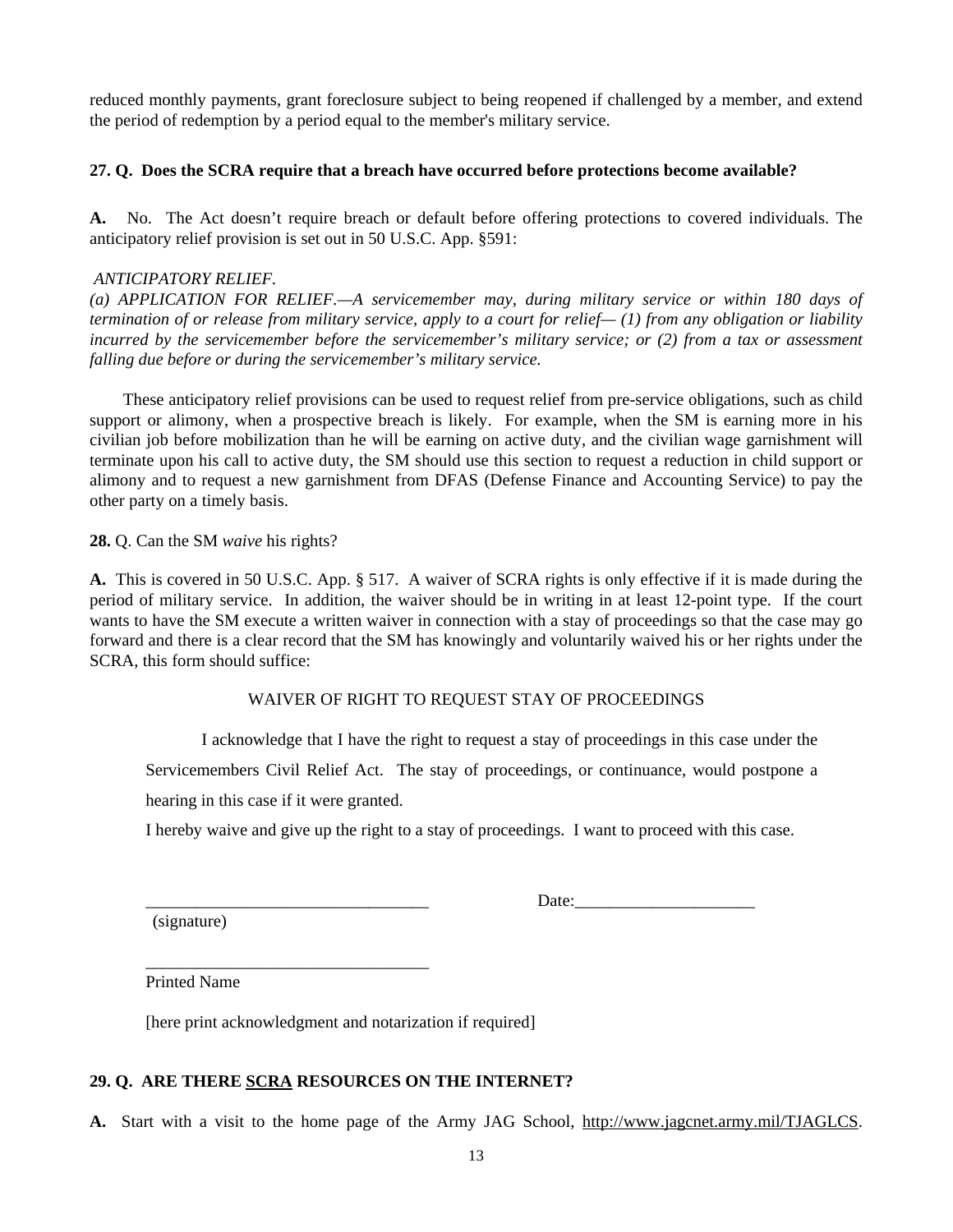reduced monthly payments, grant foreclosure subject to being reopened if challenged by a member, and extend the period of redemption by a period equal to the member's military service.

**27. Q. Does the SCRA require that a breach have occurred before protections become available?**

**A.** No. The Act doesn't require breach or default before offering protections to covered individuals. The anticipatory relief provision is set out in 50 U.S.C. App. §591:

*ANTICIPATORY RELIEF.*
*(a) APPLICATION FOR RELIEF.—A servicemember may, during military service or within 180 days of termination of or release from military service, apply to a court for relief— (1) from any obligation or liability incurred by the servicemember before the servicemember's military service; or (2) from a tax or assessment falling due before or during the servicemember's military service.*

These anticipatory relief provisions can be used to request relief from pre-service obligations, such as child support or alimony, when a prospective breach is likely. For example, when the SM is earning more in his civilian job before mobilization than he will be earning on active duty, and the civilian wage garnishment will terminate upon his call to active duty, the SM should use this section to request a reduction in child support or alimony and to request a new garnishment from DFAS (Defense Finance and Accounting Service) to pay the other party on a timely basis.

**28.** Q. Can the SM *waive* his rights?

**A.** This is covered in 50 U.S.C. App. § 517. A waiver of SCRA rights is only effective if it is made during the period of military service. In addition, the waiver should be in writing in at least 12-point type. If the court wants to have the SM execute a written waiver in connection with a stay of proceedings so that the case may go forward and there is a clear record that the SM has knowingly and voluntarily waived his or her rights under the SCRA, this form should suffice:

WAIVER OF RIGHT TO REQUEST STAY OF PROCEEDINGS

I acknowledge that I have the right to request a stay of proceedings in this case under the Servicemembers Civil Relief Act. The stay of proceedings, or continuance, would postpone a hearing in this case if it were granted.

I hereby waive and give up the right to a stay of proceedings. I want to proceed with this case.

_________________________________ Date:_____________________
(signature)

_________________________________
Printed Name

[here print acknowledgment and notarization if required]

**29. Q. ARE THERE SCRA RESOURCES ON THE INTERNET?**

**A.** Start with a visit to the home page of the Army JAG School, http://www.jagcnet.army.mil/TJAGLCS.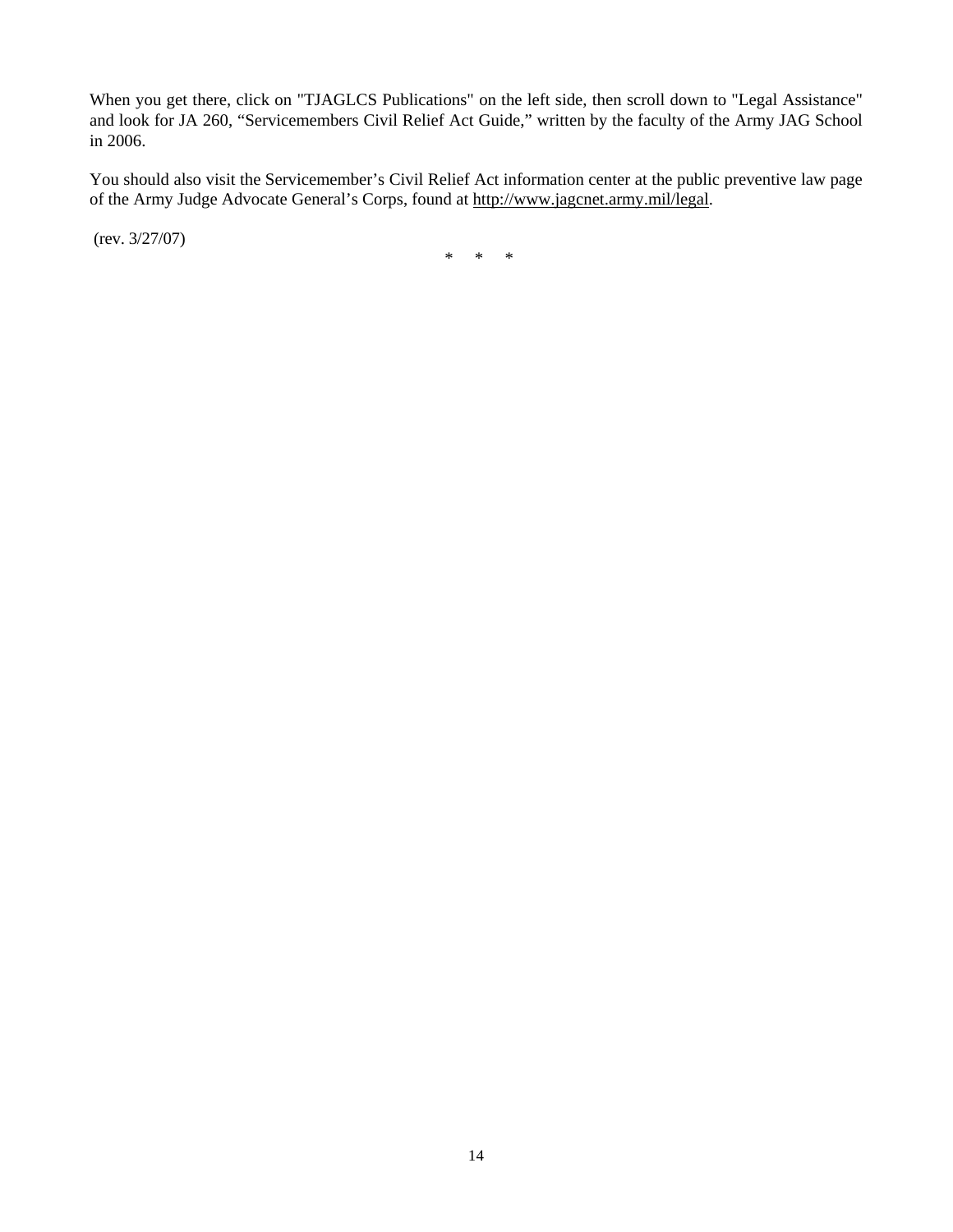When you get there, click on "TJAGLCS Publications" on the left side, then scroll down to "Legal Assistance" and look for JA 260, "Servicemembers Civil Relief Act Guide," written by the faculty of the Army JAG School in 2006.

You should also visit the Servicemember's Civil Relief Act information center at the public preventive law page of the Army Judge Advocate General's Corps, found at http://www.jagcnet.army.mil/legal.

(rev. 3/27/07)

\*     \*     \*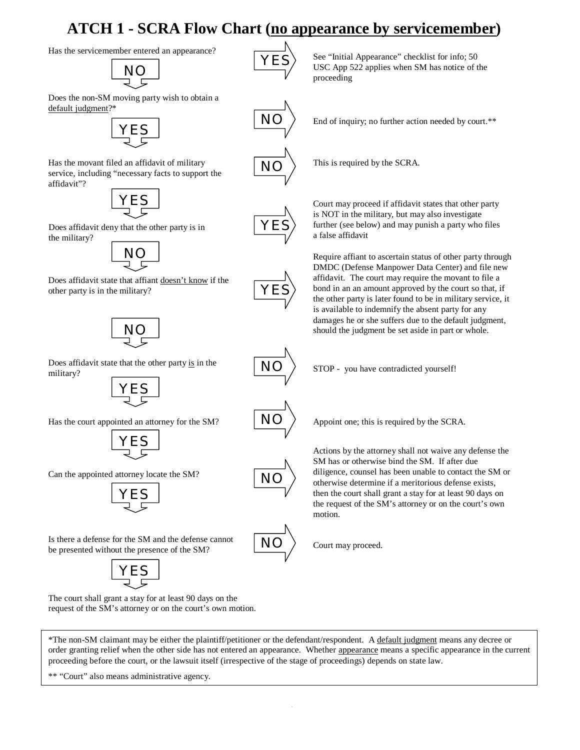# ATCH 1 - SCRA Flow Chart (no appearance by servicemember)

Has the servicemember entered an appearance?

- **YES** → See "Initial Appearance" checklist for info; 50 USC App 522 applies when SM has notice of the proceeding
- **NO** ↓

Does the non-SM moving party wish to obtain a default judgment?*

- **NO** → End of inquiry; no further action needed by court.**
- **YES** ↓

Has the movant filed an affidavit of military service, including "necessary facts to support the affidavit"?

- **NO** → This is required by the SCRA.
- **YES** ↓

Does affidavit deny that the other party is in the military?

- **YES** → Court may proceed if affidavit states that other party is NOT in the military, but may also investigate further (see below) and may punish a party who files a false affidavit
- **NO** ↓

Does affidavit state that affiant doesn't know if the other party is in the military?

- **YES** → Require affiant to ascertain status of other party through DMDC (Defense Manpower Data Center) and file new affidavit. The court may require the movant to file a bond in an an amount approved by the court so that, if the other party is later found to be in military service, it is available to indemnify the absent party for any damages he or she suffers due to the default judgment, should the judgment be set aside in part or whole.
- **NO** ↓

Does affidavit state that the other party is in the military?

- **NO** → STOP - you have contradicted yourself!
- **YES** ↓

Has the court appointed an attorney for the SM?

- **NO** → Appoint one; this is required by the SCRA.
- **YES** ↓

Can the appointed attorney locate the SM?

- **NO** → Actions by the attorney shall not waive any defense the SM has or otherwise bind the SM. If after due diligence, counsel has been unable to contact the SM or otherwise determine if a meritorious defense exists, then the court shall grant a stay for at least 90 days on the request of the SM's attorney or on the court's own motion.
- **YES** ↓

Is there a defense for the SM and the defense cannot be presented without the presence of the SM?

- **NO** → Court may proceed.
- **YES** ↓

The court shall grant a stay for at least 90 days on the request of the SM's attorney or on the court's own motion.

---

*The non-SM claimant may be either the plaintiff/petitioner or the defendant/respondent. A default judgment means any decree or order granting relief when the other side has not entered an appearance. Whether appearance means a specific appearance in the current proceeding before the court, or the lawsuit itself (irrespective of the stage of proceedings) depends on state law.

** "Court" also means administrative agency.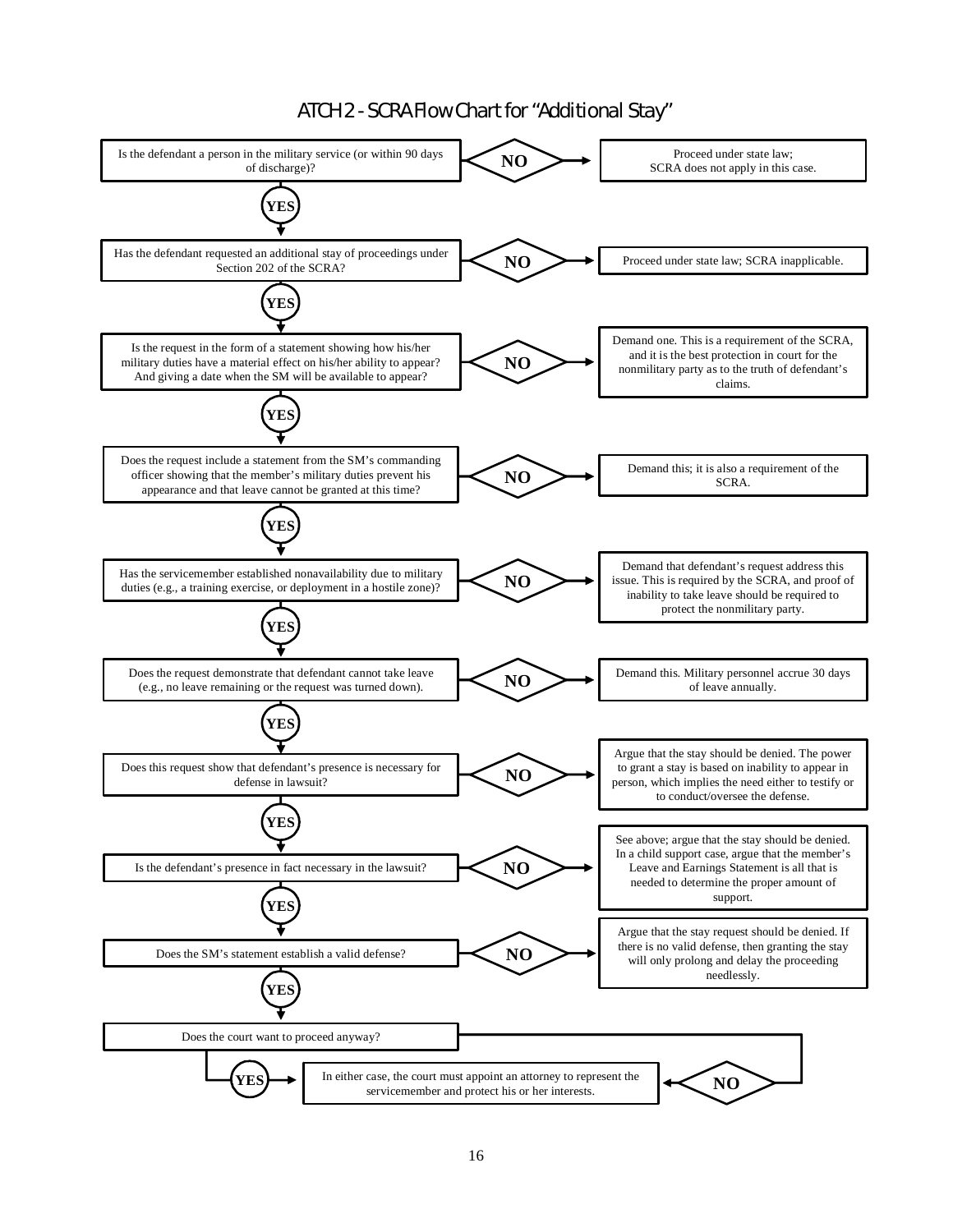# ATCH 2 - SCRA Flow Chart for "Additional Stay"

| Question | If NO |
| --- | --- |
| Is the defendant a person in the military service (or within 90 days of discharge)? | Proceed under state law; SCRA does not apply in this case. |
| **YES** ↓ Has the defendant requested an additional stay of proceedings under Section 202 of the SCRA? | Proceed under state law; SCRA inapplicable. |
| **YES** ↓ Is the request in the form of a statement showing how his/her military duties have a material effect on his/her ability to appear? And giving a date when the SM will be available to appear? | Demand one. This is a requirement of the SCRA, and it is the best protection in court for the nonmilitary party as to the truth of defendant's claims. |
| **YES** ↓ Does the request include a statement from the SM's commanding officer showing that the member's military duties prevent his appearance and that leave cannot be granted at this time? | Demand this; it is also a requirement of the SCRA. |
| **YES** ↓ Has the servicemember established nonavailability due to military duties (e.g., a training exercise, or deployment in a hostile zone)? | Demand that defendant's request address this issue. This is required by the SCRA, and proof of inability to take leave should be required to protect the nonmilitary party. |
| **YES** ↓ Does the request demonstrate that defendant cannot take leave (e.g., no leave remaining or the request was turned down). | Demand this. Military personnel accrue 30 days of leave annually. |
| **YES** ↓ Does this request show that defendant's presence is necessary for defense in lawsuit? | Argue that the stay should be denied. The power to grant a stay is based on inability to appear in person, which implies the need either to testify or to conduct/oversee the defense. |
| **YES** ↓ Is the defendant's presence in fact necessary in the lawsuit? | See above; argue that the stay should be denied. In a child support case, argue that the member's Leave and Earnings Statement is all that is needed to determine the proper amount of support. |
| **YES** ↓ Does the SM's statement establish a valid defense? | Argue that the stay request should be denied. If there is no valid defense, then granting the stay will only prolong and delay the proceeding needlessly. |
| **YES** ↓ Does the court want to proceed anyway? | |

**YES** → In either case, the court must appoint an attorney to represent the servicemember and protect his or her interests. ← **NO**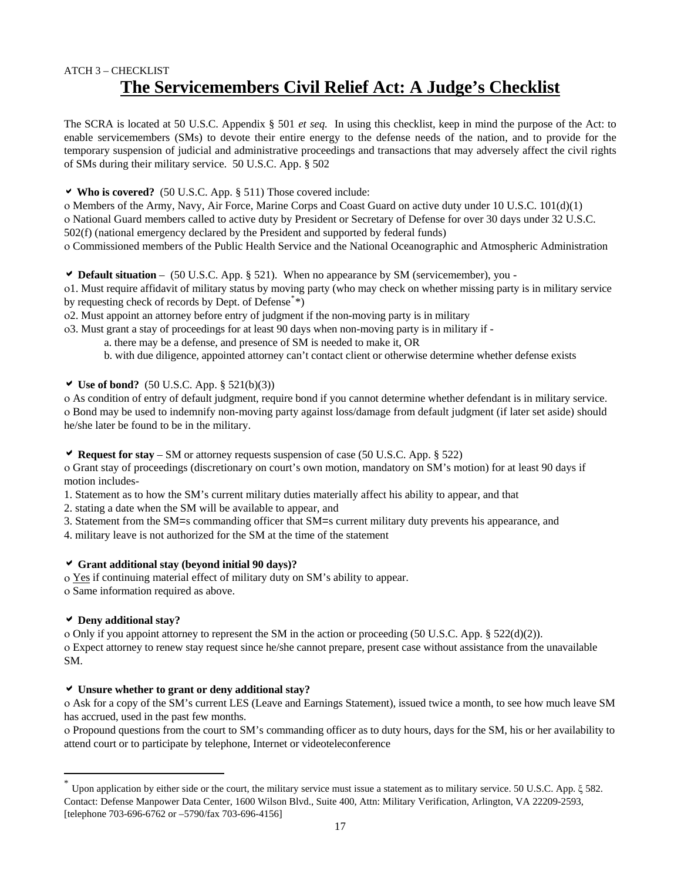ATCH 3 – CHECKLIST

# The Servicemembers Civil Relief Act: A Judge's Checklist

The SCRA is located at 50 U.S.C. Appendix § 501 *et seq.* In using this checklist, keep in mind the purpose of the Act: to enable servicemembers (SMs) to devote their entire energy to the defense needs of the nation, and to provide for the temporary suspension of judicial and administrative proceedings and transactions that may adversely affect the civil rights of SMs during their military service. 50 U.S.C. App. § 502

✔ **Who is covered?** (50 U.S.C. App. § 511) Those covered include:

o Members of the Army, Navy, Air Force, Marine Corps and Coast Guard on active duty under 10 U.S.C. 101(d)(1)
o National Guard members called to active duty by President or Secretary of Defense for over 30 days under 32 U.S.C. 502(f) (national emergency declared by the President and supported by federal funds)
o Commissioned members of the Public Health Service and the National Oceanographic and Atmospheric Administration

✔ **Default situation** – (50 U.S.C. App. § 521). When no appearance by SM (servicemember), you -

o1. Must require affidavit of military status by moving party (who may check on whether missing party is in military service by requesting check of records by Dept. of Defense[*]*)
o2. Must appoint an attorney before entry of judgment if the non-moving party is in military
o3. Must grant a stay of proceedings for at least 90 days when non-moving party is in military if -
  a. there may be a defense, and presence of SM is needed to make it, OR
  b. with due diligence, appointed attorney can't contact client or otherwise determine whether defense exists

✔ **Use of bond?** (50 U.S.C. App. § 521(b)(3))

o As condition of entry of default judgment, require bond if you cannot determine whether defendant is in military service.
o Bond may be used to indemnify non-moving party against loss/damage from default judgment (if later set aside) should he/she later be found to be in the military.

✔ **Request for stay** – SM or attorney requests suspension of case (50 U.S.C. App. § 522)

o Grant stay of proceedings (discretionary on court's own motion, mandatory on SM's motion) for at least 90 days if motion includes-
1. Statement as to how the SM's current military duties materially affect his ability to appear, and that
2. stating a date when the SM will be available to appear, and
3. Statement from the SM=s commanding officer that SM=s current military duty prevents his appearance, and
4. military leave is not authorized for the SM at the time of the statement

✔ **Grant additional stay (beyond initial 90 days)?**

o <u>Yes</u> if continuing material effect of military duty on SM's ability to appear.
o Same information required as above.

✔ **Deny additional stay?**

o Only if you appoint attorney to represent the SM in the action or proceeding (50 U.S.C. App. § 522(d)(2)).
o Expect attorney to renew stay request since he/she cannot prepare, present case without assistance from the unavailable SM.

✔ **Unsure whether to grant or deny additional stay?**

o Ask for a copy of the SM's current LES (Leave and Earnings Statement), issued twice a month, to see how much leave SM has accrued, used in the past few months.
o Propound questions from the court to SM's commanding officer as to duty hours, days for the SM, his or her availability to attend court or to participate by telephone, Internet or videoteleconference

---

[*] Upon application by either side or the court, the military service must issue a statement as to military service. 50 U.S.C. App. ξ 582. Contact: Defense Manpower Data Center, 1600 Wilson Blvd., Suite 400, Attn: Military Verification, Arlington, VA 22209-2593, [telephone 703-696-6762 or –5790/fax 703-696-4156]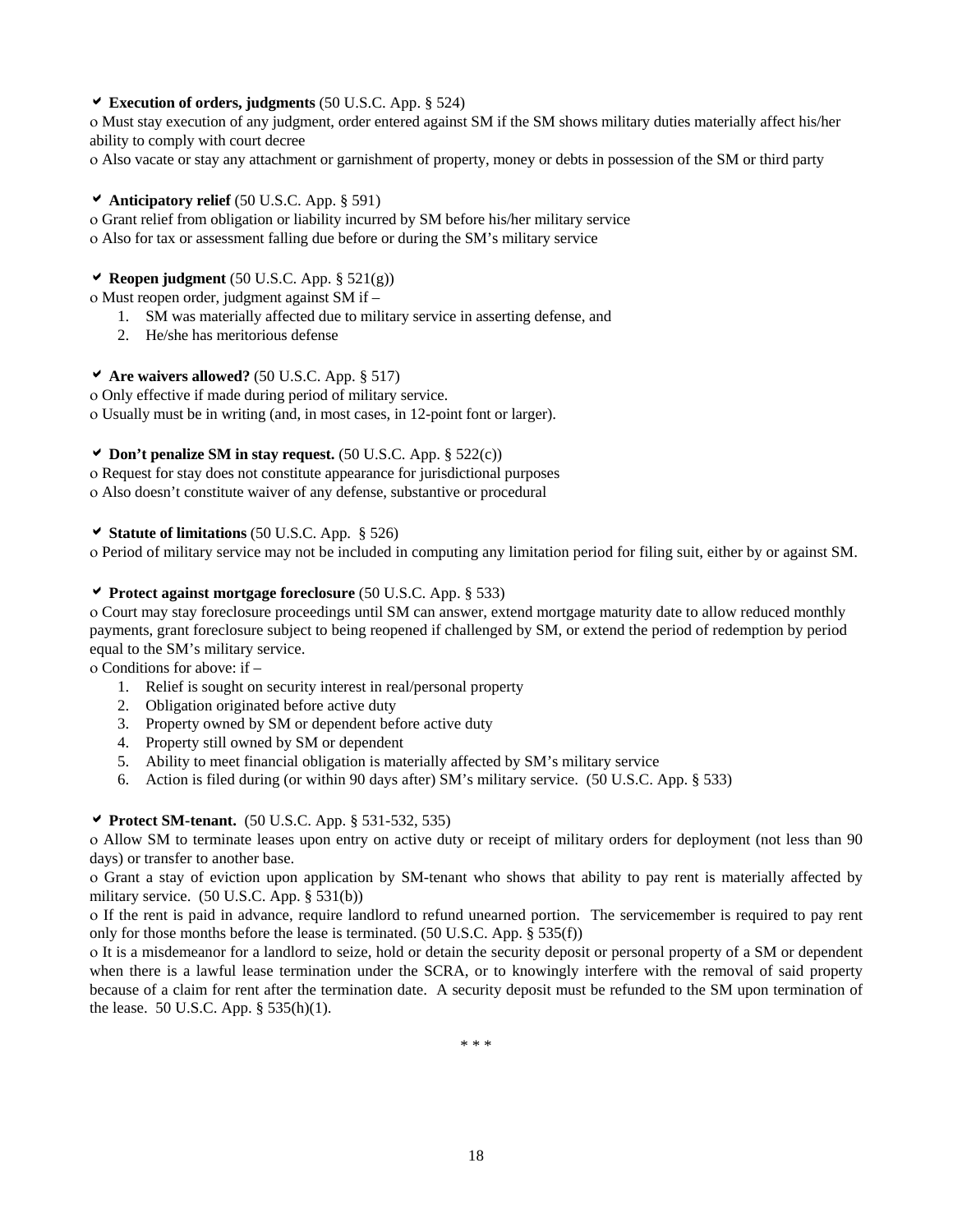✔ **Execution of orders, judgments** (50 U.S.C. App. § 524)

o Must stay execution of any judgment, order entered against SM if the SM shows military duties materially affect his/her ability to comply with court decree

o Also vacate or stay any attachment or garnishment of property, money or debts in possession of the SM or third party

✔ **Anticipatory relief** (50 U.S.C. App. § 591)

o Grant relief from obligation or liability incurred by SM before his/her military service

o Also for tax or assessment falling due before or during the SM's military service

✔ **Reopen judgment** (50 U.S.C. App. § 521(g))

o Must reopen order, judgment against SM if –

1. SM was materially affected due to military service in asserting defense, and
2. He/she has meritorious defense

✔ **Are waivers allowed?** (50 U.S.C. App. § 517)

o Only effective if made during period of military service.

o Usually must be in writing (and, in most cases, in 12-point font or larger).

✔ **Don't penalize SM in stay request.** (50 U.S.C. App. § 522(c))

o Request for stay does not constitute appearance for jurisdictional purposes

o Also doesn't constitute waiver of any defense, substantive or procedural

✔ **Statute of limitations** (50 U.S.C. App. § 526)

o Period of military service may not be included in computing any limitation period for filing suit, either by or against SM.

✔ **Protect against mortgage foreclosure** (50 U.S.C. App. § 533)

o Court may stay foreclosure proceedings until SM can answer, extend mortgage maturity date to allow reduced monthly payments, grant foreclosure subject to being reopened if challenged by SM, or extend the period of redemption by period equal to the SM's military service.

o Conditions for above: if –

1. Relief is sought on security interest in real/personal property
2. Obligation originated before active duty
3. Property owned by SM or dependent before active duty
4. Property still owned by SM or dependent
5. Ability to meet financial obligation is materially affected by SM's military service
6. Action is filed during (or within 90 days after) SM's military service. (50 U.S.C. App. § 533)

✔ **Protect SM-tenant.** (50 U.S.C. App. § 531-532, 535)

o Allow SM to terminate leases upon entry on active duty or receipt of military orders for deployment (not less than 90 days) or transfer to another base.

o Grant a stay of eviction upon application by SM-tenant who shows that ability to pay rent is materially affected by military service. (50 U.S.C. App. § 531(b))

o If the rent is paid in advance, require landlord to refund unearned portion. The servicemember is required to pay rent only for those months before the lease is terminated. (50 U.S.C. App. § 535(f))

o It is a misdemeanor for a landlord to seize, hold or detain the security deposit or personal property of a SM or dependent when there is a lawful lease termination under the SCRA, or to knowingly interfere with the removal of said property because of a claim for rent after the termination date. A security deposit must be refunded to the SM upon termination of the lease. 50 U.S.C. App. § 535(h)(1).

\* \* \*